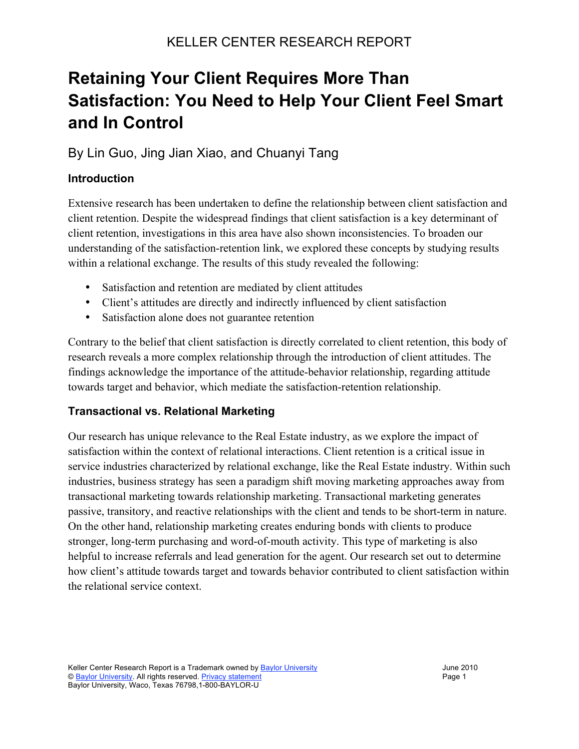KELLER CENTER RESEARCH REPORT

# Retaining Your Client Requires More Than Satisfaction: You Need to Help Your Client Feel Smart and In Control

By Lin Guo, Jing Jian Xiao, and Chuanyi Tang

## Introduction

Extensive research has been undertaken to define the relationship between client satisfaction and client retention. Despite the widespread findings that client satisfaction is a key determinant of client retention, investigations in this area have also shown inconsistencies. To broaden our understanding of the satisfaction-retention link, we explored these concepts by studying results within a relational exchange. The results of this study revealed the following:

- Satisfaction and retention are mediated by client attitudes
- Client's attitudes are directly and indirectly influenced by client satisfaction
- Satisfaction alone does not guarantee retention

Contrary to the belief that client satisfaction is directly correlated to client retention, this body of research reveals a more complex relationship through the introduction of client attitudes. The findings acknowledge the importance of the attitude-behavior relationship, regarding attitude towards target and behavior, which mediate the satisfaction-retention relationship.

## Transactional vs. Relational Marketing

Our research has unique relevance to the Real Estate industry, as we explore the impact of satisfaction within the context of relational interactions. Client retention is a critical issue in service industries characterized by relational exchange, like the Real Estate industry. Within such industries, business strategy has seen a paradigm shift moving marketing approaches away from transactional marketing towards relationship marketing. Transactional marketing generates passive, transitory, and reactive relationships with the client and tends to be short-term in nature. On the other hand, relationship marketing creates enduring bonds with clients to produce stronger, long-term purchasing and word-of-mouth activity. This type of marketing is also helpful to increase referrals and lead generation for the agent. Our research set out to determine how client's attitude towards target and towards behavior contributed to client satisfaction within the relational service context.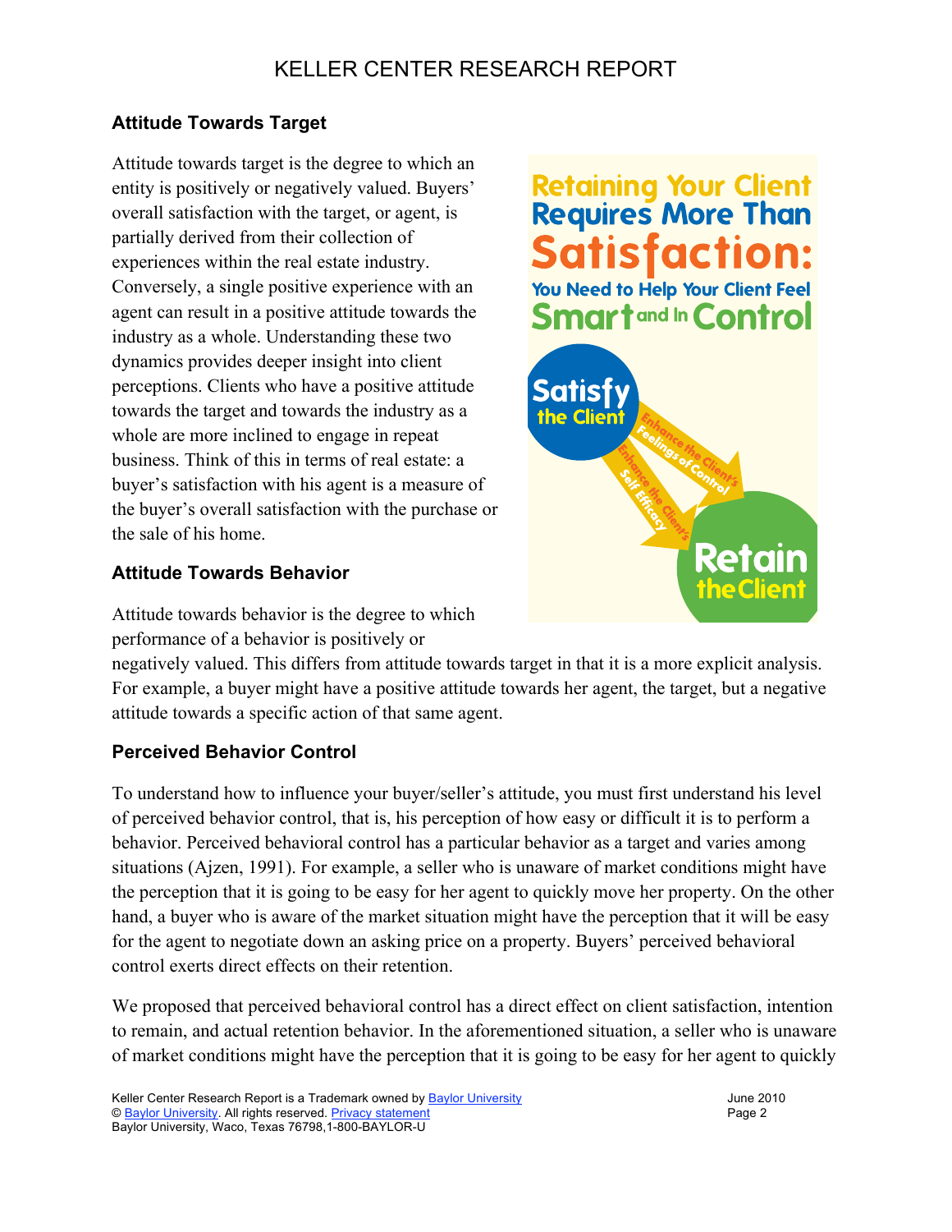## Attitude Towards Target

Attitude towards target is the degree to which an entity is positively or negatively valued. Buyers' overall satisfaction with the target, or agent, is partially derived from their collection of experiences within the real estate industry. Conversely, a single positive experience with an agent can result in a positive attitude towards the industry as a whole. Understanding these two dynamics provides deeper insight into client perceptions. Clients who have a positive attitude towards the target and towards the industry as a whole are more inclined to engage in repeat business. Think of this in terms of real estate: a buyer's satisfaction with his agent is a measure of the buyer's overall satisfaction with the purchase or the sale of his home.

## Attitude Towards Behavior

Attitude towards behavior is the degree to which performance of a behavior is positively or negatively valued. This differs from attitude towards target in that it is a more explicit analysis. For example, a buyer might have a positive attitude towards her agent, the target, but a negative attitude towards a specific action of that same agent.

## Perceived Behavior Control

To understand how to influence your buyer/seller's attitude, you must first understand his level of perceived behavior control, that is, his perception of how easy or difficult it is to perform a behavior. Perceived behavioral control has a particular behavior as a target and varies among situations (Ajzen, 1991). For example, a seller who is unaware of market conditions might have the perception that it is going to be easy for her agent to quickly move her property. On the other hand, a buyer who is aware of the market situation might have the perception that it will be easy for the agent to negotiate down an asking price on a property. Buyers' perceived behavioral control exerts direct effects on their retention.

We proposed that perceived behavioral control has a direct effect on client satisfaction, intention to remain, and actual retention behavior. In the aforementioned situation, a seller who is unaware of market conditions might have the perception that it is going to be easy for her agent to quickly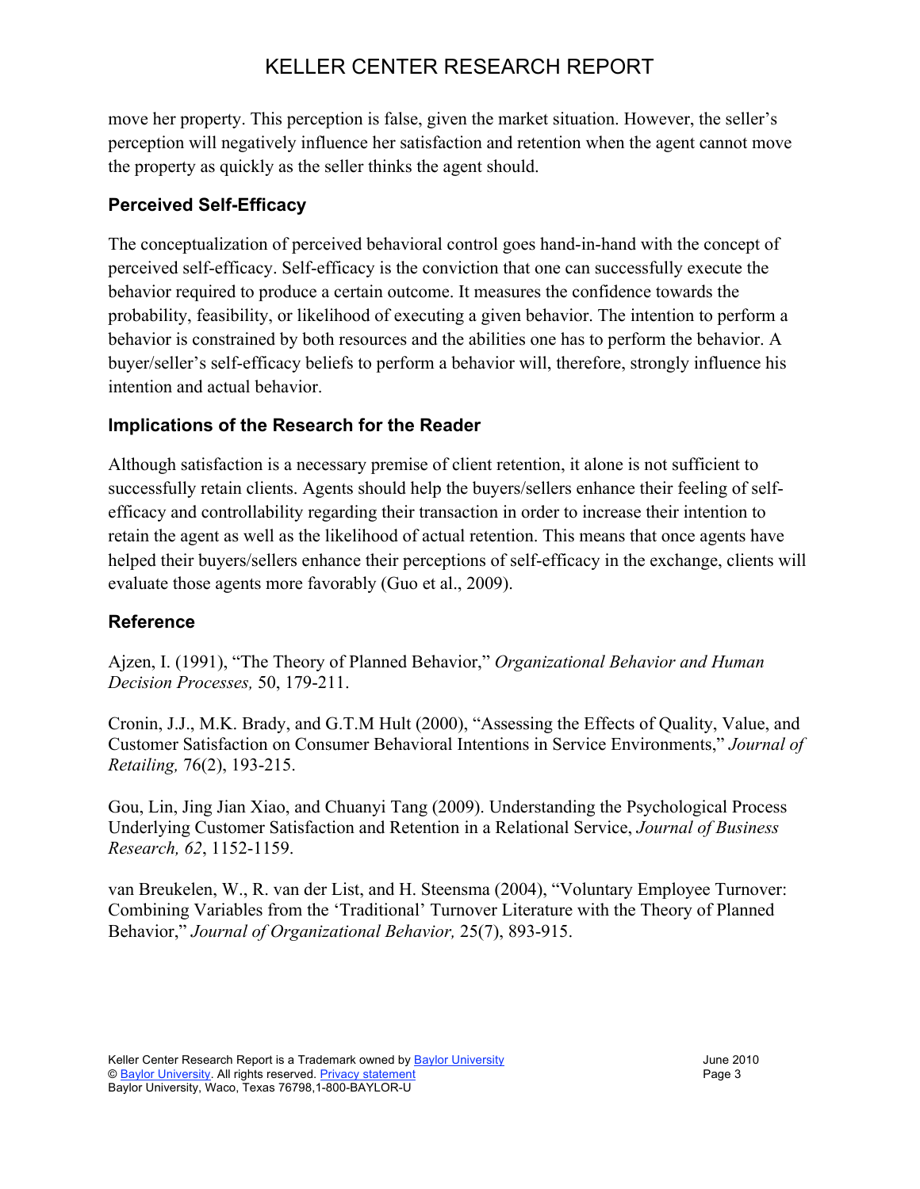move her property. This perception is false, given the market situation. However, the seller's perception will negatively influence her satisfaction and retention when the agent cannot move the property as quickly as the seller thinks the agent should.

### Perceived Self-Efficacy

The conceptualization of perceived behavioral control goes hand-in-hand with the concept of perceived self-efficacy. Self-efficacy is the conviction that one can successfully execute the behavior required to produce a certain outcome. It measures the confidence towards the probability, feasibility, or likelihood of executing a given behavior. The intention to perform a behavior is constrained by both resources and the abilities one has to perform the behavior. A buyer/seller's self-efficacy beliefs to perform a behavior will, therefore, strongly influence his intention and actual behavior.

### Implications of the Research for the Reader

Although satisfaction is a necessary premise of client retention, it alone is not sufficient to successfully retain clients. Agents should help the buyers/sellers enhance their feeling of self-efficacy and controllability regarding their transaction in order to increase their intention to retain the agent as well as the likelihood of actual retention. This means that once agents have helped their buyers/sellers enhance their perceptions of self-efficacy in the exchange, clients will evaluate those agents more favorably (Guo et al., 2009).

### Reference

Ajzen, I. (1991), "The Theory of Planned Behavior," *Organizational Behavior and Human Decision Processes,* 50, 179-211.

Cronin, J.J., M.K. Brady, and G.T.M Hult (2000), "Assessing the Effects of Quality, Value, and Customer Satisfaction on Consumer Behavioral Intentions in Service Environments," *Journal of Retailing,* 76(2), 193-215.

Gou, Lin, Jing Jian Xiao, and Chuanyi Tang (2009). Understanding the Psychological Process Underlying Customer Satisfaction and Retention in a Relational Service, *Journal of Business Research, 62*, 1152-1159.

van Breukelen, W., R. van der List, and H. Steensma (2004), "Voluntary Employee Turnover: Combining Variables from the 'Traditional' Turnover Literature with the Theory of Planned Behavior," *Journal of Organizational Behavior,* 25(7), 893-915.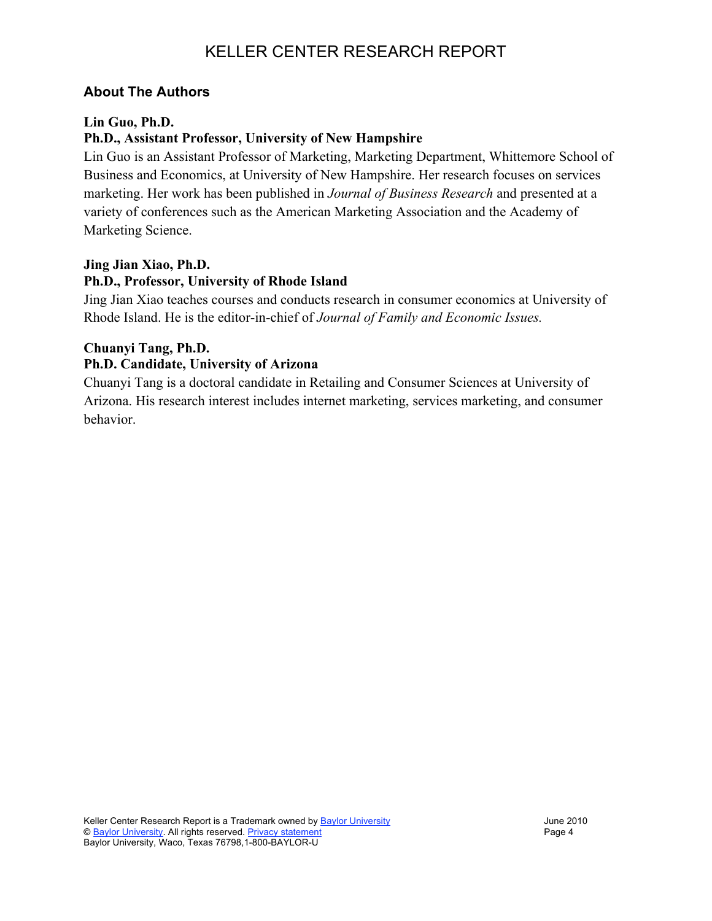## About The Authors

**Lin Guo, Ph.D.**
**Ph.D., Assistant Professor, University of New Hampshire**

Lin Guo is an Assistant Professor of Marketing, Marketing Department, Whittemore School of Business and Economics, at University of New Hampshire. Her research focuses on services marketing. Her work has been published in *Journal of Business Research* and presented at a variety of conferences such as the American Marketing Association and the Academy of Marketing Science.

**Jing Jian Xiao, Ph.D.**
**Ph.D., Professor, University of Rhode Island**

Jing Jian Xiao teaches courses and conducts research in consumer economics at University of Rhode Island. He is the editor-in-chief of *Journal of Family and Economic Issues.*

**Chuanyi Tang, Ph.D.**
**Ph.D. Candidate, University of Arizona**

Chuanyi Tang is a doctoral candidate in Retailing and Consumer Sciences at University of Arizona. His research interest includes internet marketing, services marketing, and consumer behavior.